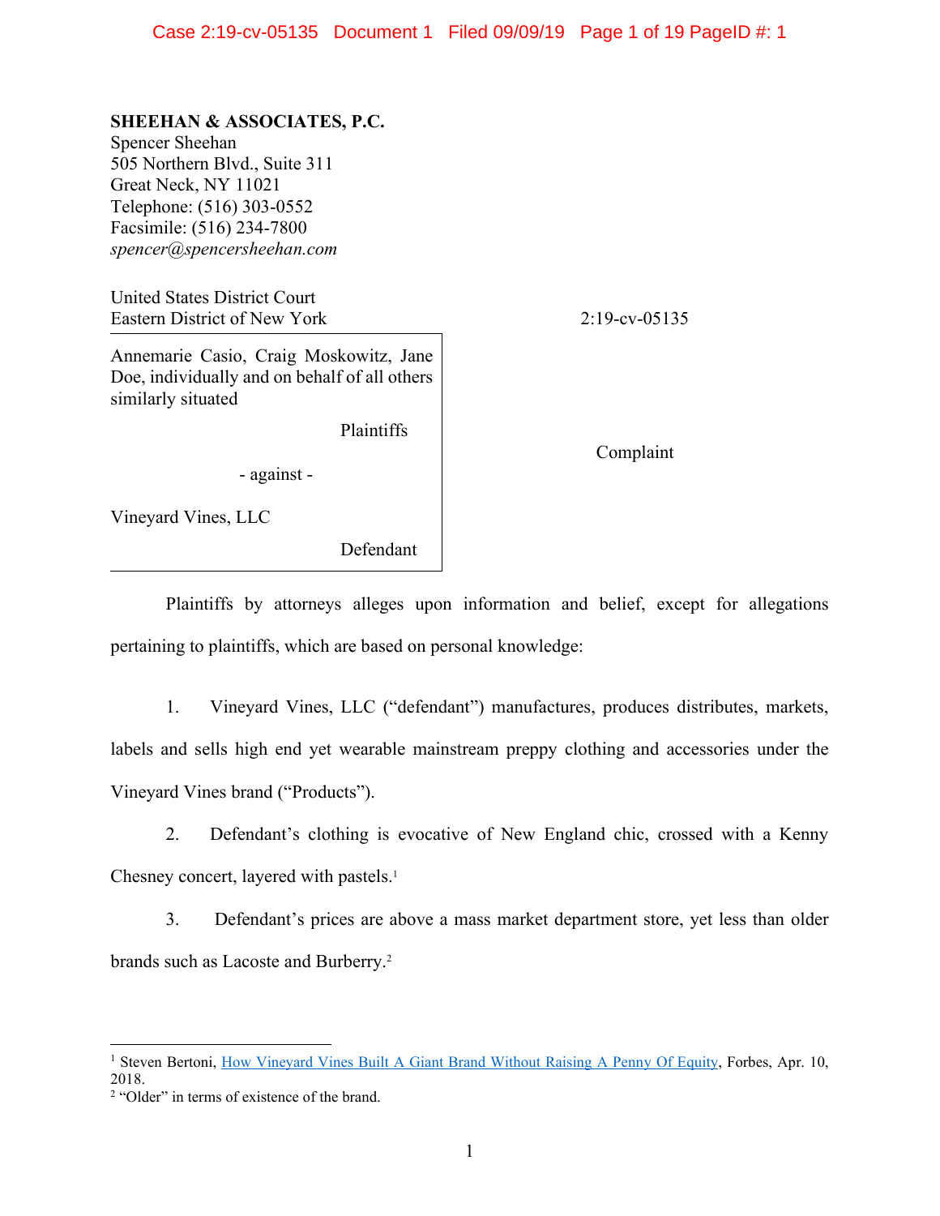**SHEEHAN & ASSOCIATES, P.C.**
Spencer Sheehan
505 Northern Blvd., Suite 311
Great Neck, NY 11021
Telephone: (516) 303-0552
Facsimile: (516) 234-7800
*spencer@spencersheehan.com*

United States District Court
Eastern District of New York

2:19-cv-05135

Annemarie Casio, Craig Moskowitz, Jane Doe, individually and on behalf of all others similarly situated

Plaintiffs

\- against -

Vineyard Vines, LLC

Defendant

Complaint

Plaintiffs by attorneys alleges upon information and belief, except for allegations pertaining to plaintiffs, which are based on personal knowledge:

1. Vineyard Vines, LLC ("defendant") manufactures, produces distributes, markets, labels and sells high end yet wearable mainstream preppy clothing and accessories under the Vineyard Vines brand ("Products").

2. Defendant's clothing is evocative of New England chic, crossed with a Kenny Chesney concert, layered with pastels.[1]

3. Defendant's prices are above a mass market department store, yet less than older brands such as Lacoste and Burberry.[2]

---

[1] Steven Bertoni, How Vineyard Vines Built A Giant Brand Without Raising A Penny Of Equity, Forbes, Apr. 10, 2018.

[2] "Older" in terms of existence of the brand.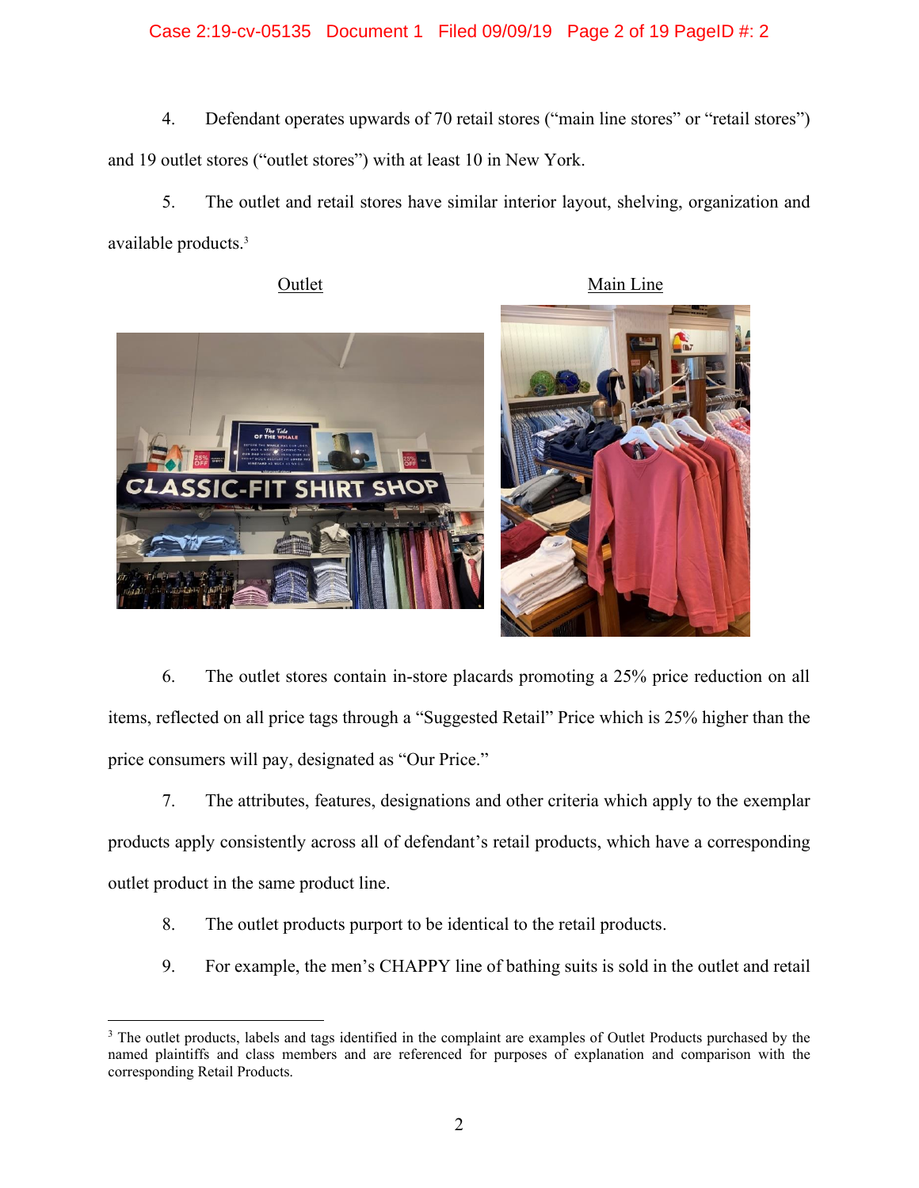4. Defendant operates upwards of 70 retail stores ("main line stores" or "retail stores") and 19 outlet stores ("outlet stores") with at least 10 in New York.

5. The outlet and retail stores have similar interior layout, shelving, organization and available products.[3]

Outlet

Main Line

6. The outlet stores contain in-store placards promoting a 25% price reduction on all items, reflected on all price tags through a "Suggested Retail" Price which is 25% higher than the price consumers will pay, designated as "Our Price."

7. The attributes, features, designations and other criteria which apply to the exemplar products apply consistently across all of defendant's retail products, which have a corresponding outlet product in the same product line.

8. The outlet products purport to be identical to the retail products.

9. For example, the men's CHAPPY line of bathing suits is sold in the outlet and retail

[3] The outlet products, labels and tags identified in the complaint are examples of Outlet Products purchased by the named plaintiffs and class members and are referenced for purposes of explanation and comparison with the corresponding Retail Products.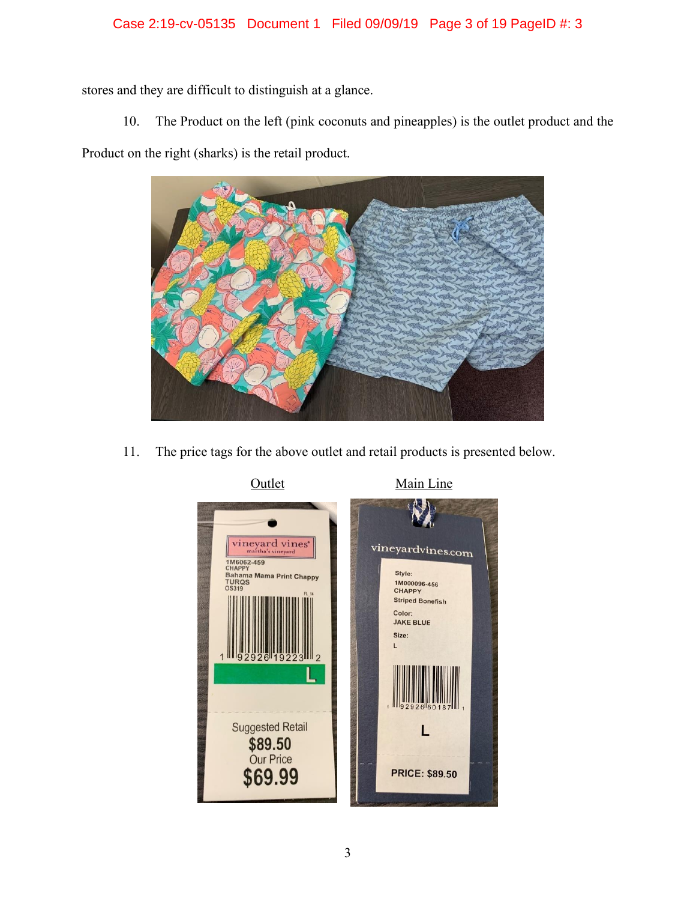stores and they are difficult to distinguish at a glance.

10. The Product on the left (pink coconuts and pineapples) is the outlet product and the Product on the right (sharks) is the retail product.

11. The price tags for the above outlet and retail products is presented below.

<u>Outlet</u>

vineyard vines
martha's vineyard
1M6062-459
CHAPPY
Bahama Mama Print Chappy
TURQS
OS319
1 92926 19223 2
L
Suggested Retail
$89.50
Our Price
$69.99

<u>Main Line</u>

vineyardvines.com
Style:
1M000096-456
CHAPPY
Striped Bonefish
Color:
JAKE BLUE
Size:
L
1 92926 60187 1
L
PRICE: $89.50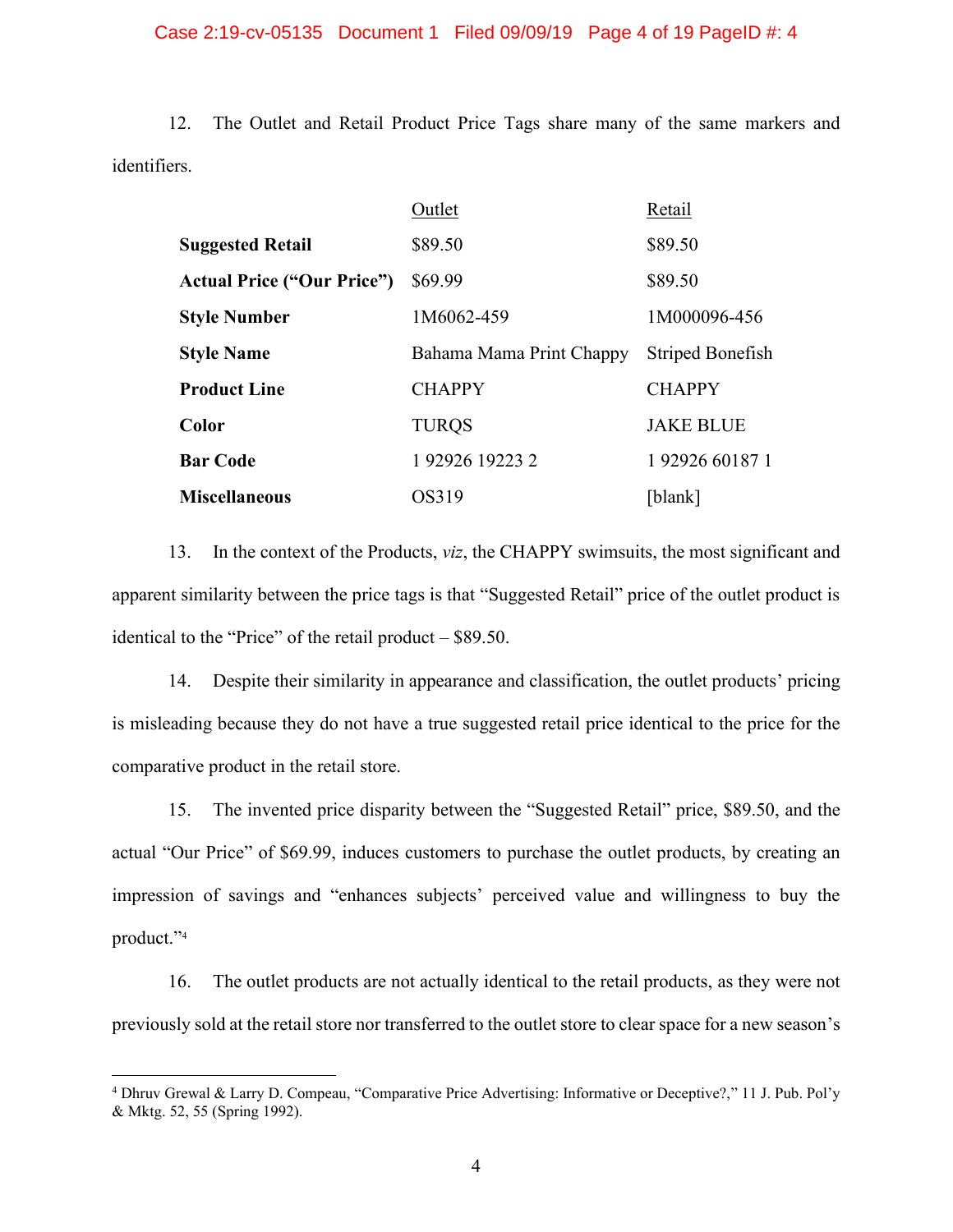12. The Outlet and Retail Product Price Tags share many of the same markers and identifiers.

| | Outlet | Retail |
|---|---|---|
| **Suggested Retail** | $89.50 | $89.50 |
| **Actual Price ("Our Price")** | $69.99 | $89.50 |
| **Style Number** | 1M6062-459 | 1M000096-456 |
| **Style Name** | Bahama Mama Print Chappy | Striped Bonefish |
| **Product Line** | CHAPPY | CHAPPY |
| **Color** | TURQS | JAKE BLUE |
| **Bar Code** | 1 92926 19223 2 | 1 92926 60187 1 |
| **Miscellaneous** | OS319 | [blank] |

13. In the context of the Products, *viz*, the CHAPPY swimsuits, the most significant and apparent similarity between the price tags is that "Suggested Retail" price of the outlet product is identical to the "Price" of the retail product – $89.50.

14. Despite their similarity in appearance and classification, the outlet products' pricing is misleading because they do not have a true suggested retail price identical to the price for the comparative product in the retail store.

15. The invented price disparity between the "Suggested Retail" price, $89.50, and the actual "Our Price" of $69.99, induces customers to purchase the outlet products, by creating an impression of savings and "enhances subjects' perceived value and willingness to buy the product."[4]

16. The outlet products are not actually identical to the retail products, as they were not previously sold at the retail store nor transferred to the outlet store to clear space for a new season's

[4] Dhruv Grewal & Larry D. Compeau, "Comparative Price Advertising: Informative or Deceptive?," 11 J. Pub. Pol'y & Mktg. 52, 55 (Spring 1992).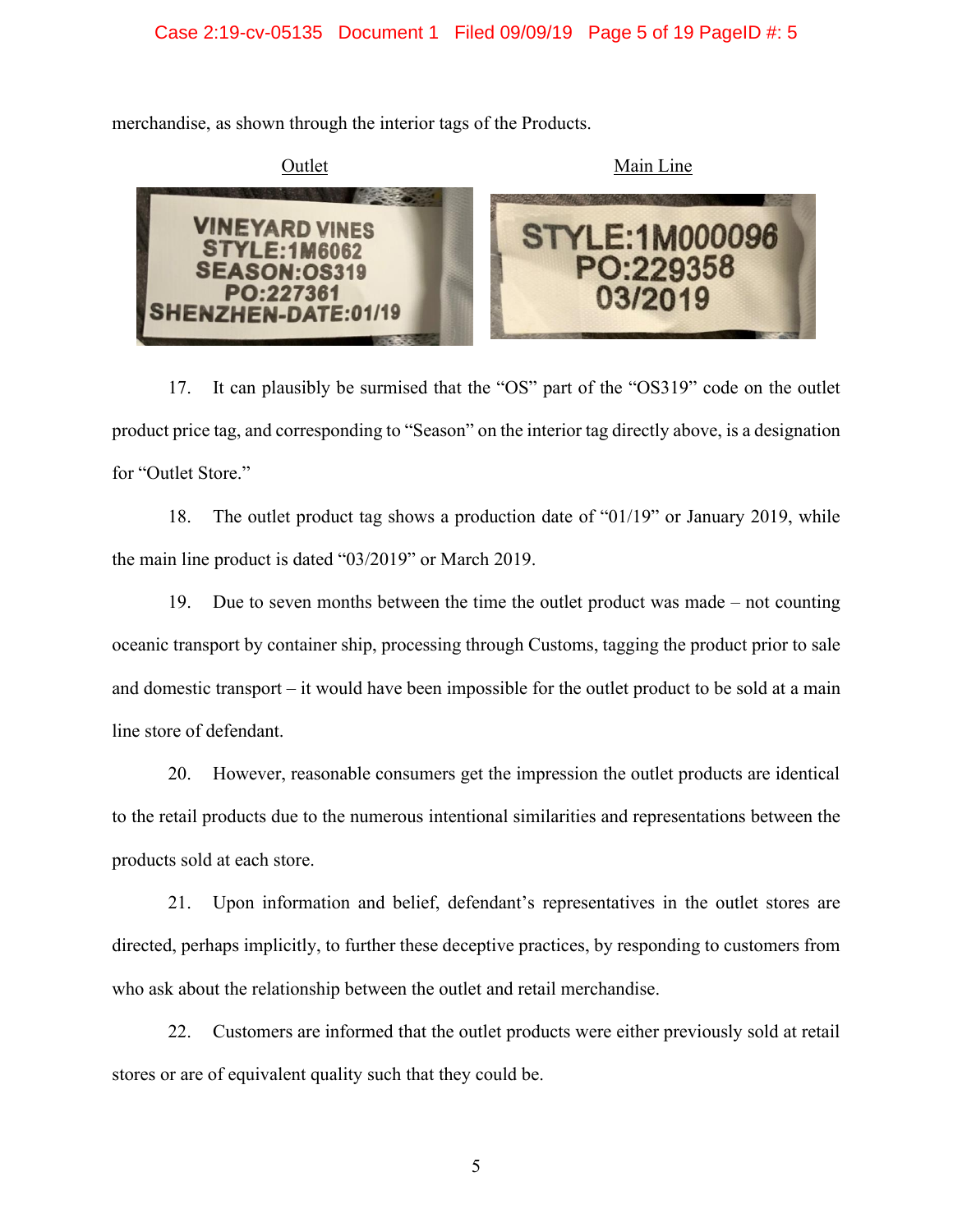merchandise, as shown through the interior tags of the Products.

Outlet

VINEYARD VINES
STYLE:1M6062
SEASON:OS319
PO:227361
SHENZHEN-DATE:01/19

Main Line

STYLE:1M000096
PO:229358
03/2019

17. It can plausibly be surmised that the "OS" part of the "OS319" code on the outlet product price tag, and corresponding to "Season" on the interior tag directly above, is a designation for "Outlet Store."

18. The outlet product tag shows a production date of "01/19" or January 2019, while the main line product is dated "03/2019" or March 2019.

19. Due to seven months between the time the outlet product was made – not counting oceanic transport by container ship, processing through Customs, tagging the product prior to sale and domestic transport – it would have been impossible for the outlet product to be sold at a main line store of defendant.

20. However, reasonable consumers get the impression the outlet products are identical to the retail products due to the numerous intentional similarities and representations between the products sold at each store.

21. Upon information and belief, defendant's representatives in the outlet stores are directed, perhaps implicitly, to further these deceptive practices, by responding to customers from who ask about the relationship between the outlet and retail merchandise.

22. Customers are informed that the outlet products were either previously sold at retail stores or are of equivalent quality such that they could be.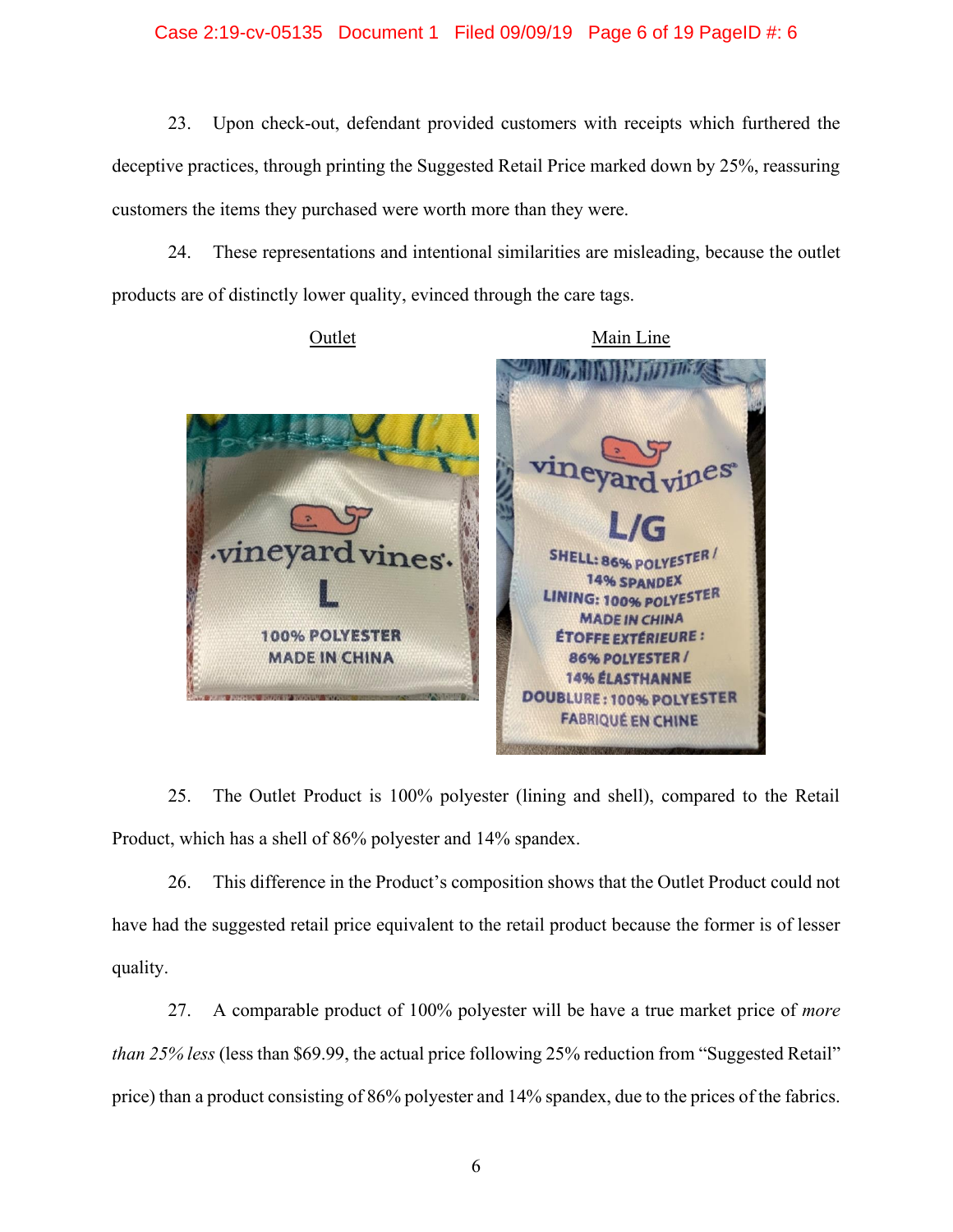23. Upon check-out, defendant provided customers with receipts which furthered the deceptive practices, through printing the Suggested Retail Price marked down by 25%, reassuring customers the items they purchased were worth more than they were.

24. These representations and intentional similarities are misleading, because the outlet products are of distinctly lower quality, evinced through the care tags.

Outlet

vineyard vines
L
100% POLYESTER
MADE IN CHINA

Main Line

vineyard vines
L/G
SHELL: 86% POLYESTER / 14% SPANDEX
LINING: 100% POLYESTER
MADE IN CHINA
ÉTOFFE EXTÉRIEURE : 86% POLYESTER / 14% ÉLASTHANNE
DOUBLURE : 100% POLYESTER
FABRIQUÉ EN CHINE

25. The Outlet Product is 100% polyester (lining and shell), compared to the Retail Product, which has a shell of 86% polyester and 14% spandex.

26. This difference in the Product's composition shows that the Outlet Product could not have had the suggested retail price equivalent to the retail product because the former is of lesser quality.

27. A comparable product of 100% polyester will be have a true market price of *more than 25% less* (less than $69.99, the actual price following 25% reduction from "Suggested Retail" price) than a product consisting of 86% polyester and 14% spandex, due to the prices of the fabrics.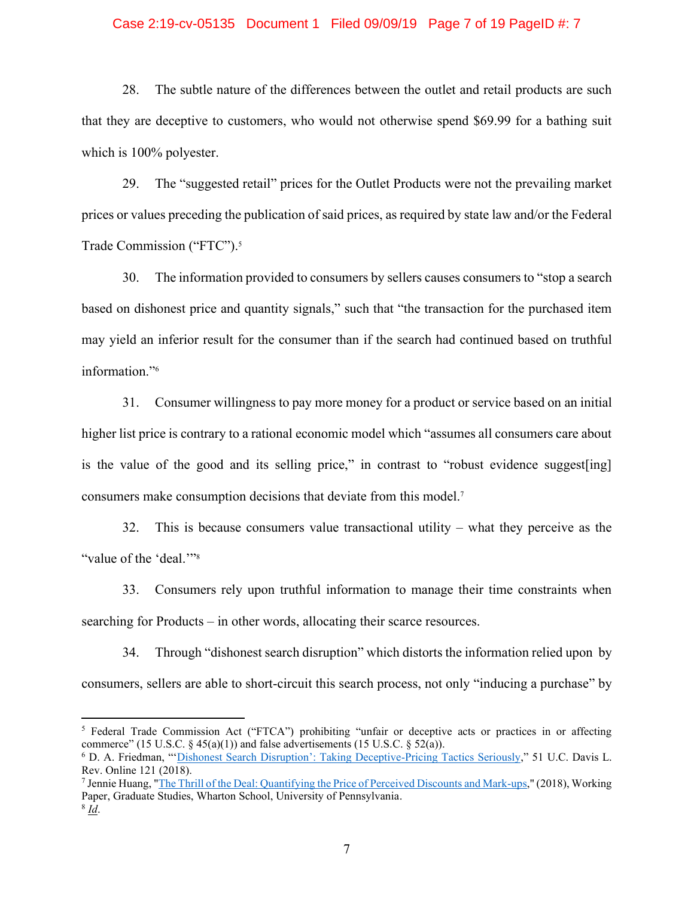28. The subtle nature of the differences between the outlet and retail products are such that they are deceptive to customers, who would not otherwise spend $69.99 for a bathing suit which is 100% polyester.

29. The "suggested retail" prices for the Outlet Products were not the prevailing market prices or values preceding the publication of said prices, as required by state law and/or the Federal Trade Commission ("FTC").[5]

30. The information provided to consumers by sellers causes consumers to "stop a search based on dishonest price and quantity signals," such that "the transaction for the purchased item may yield an inferior result for the consumer than if the search had continued based on truthful information."[6]

31. Consumer willingness to pay more money for a product or service based on an initial higher list price is contrary to a rational economic model which "assumes all consumers care about is the value of the good and its selling price," in contrast to "robust evidence suggest[ing] consumers make consumption decisions that deviate from this model.[7]

32. This is because consumers value transactional utility – what they perceive as the "value of the 'deal.'"[8]

33. Consumers rely upon truthful information to manage their time constraints when searching for Products – in other words, allocating their scarce resources.

34. Through "dishonest search disruption" which distorts the information relied upon by consumers, sellers are able to short-circuit this search process, not only "inducing a purchase" by

---

[5] Federal Trade Commission Act ("FTCA") prohibiting "unfair or deceptive acts or practices in or affecting commerce" (15 U.S.C. § 45(a)(1)) and false advertisements (15 U.S.C. § 52(a)).

[6] D. A. Friedman, "'Dishonest Search Disruption': Taking Deceptive-Pricing Tactics Seriously," 51 U.C. Davis L. Rev. Online 121 (2018).

[7] Jennie Huang, "The Thrill of the Deal: Quantifying the Price of Perceived Discounts and Mark-ups," (2018), Working Paper, Graduate Studies, Wharton School, University of Pennsylvania.

[8] *Id*.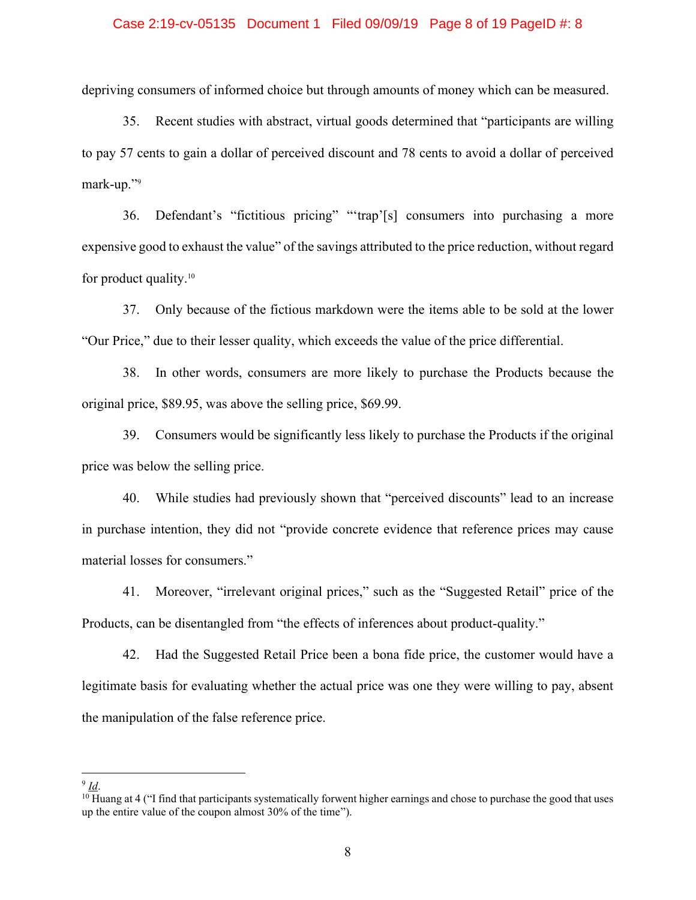depriving consumers of informed choice but through amounts of money which can be measured.

35. Recent studies with abstract, virtual goods determined that "participants are willing to pay 57 cents to gain a dollar of perceived discount and 78 cents to avoid a dollar of perceived mark-up."[9]

36. Defendant's "fictitious pricing" "'trap'[s] consumers into purchasing a more expensive good to exhaust the value" of the savings attributed to the price reduction, without regard for product quality.[10]

37. Only because of the fictious markdown were the items able to be sold at the lower "Our Price," due to their lesser quality, which exceeds the value of the price differential.

38. In other words, consumers are more likely to purchase the Products because the original price, $89.95, was above the selling price, $69.99.

39. Consumers would be significantly less likely to purchase the Products if the original price was below the selling price.

40. While studies had previously shown that "perceived discounts" lead to an increase in purchase intention, they did not "provide concrete evidence that reference prices may cause material losses for consumers."

41. Moreover, "irrelevant original prices," such as the "Suggested Retail" price of the Products, can be disentangled from "the effects of inferences about product-quality."

42. Had the Suggested Retail Price been a bona fide price, the customer would have a legitimate basis for evaluating whether the actual price was one they were willing to pay, absent the manipulation of the false reference price.

---

[9] *Id*.

[10] Huang at 4 ("I find that participants systematically forwent higher earnings and chose to purchase the good that uses up the entire value of the coupon almost 30% of the time").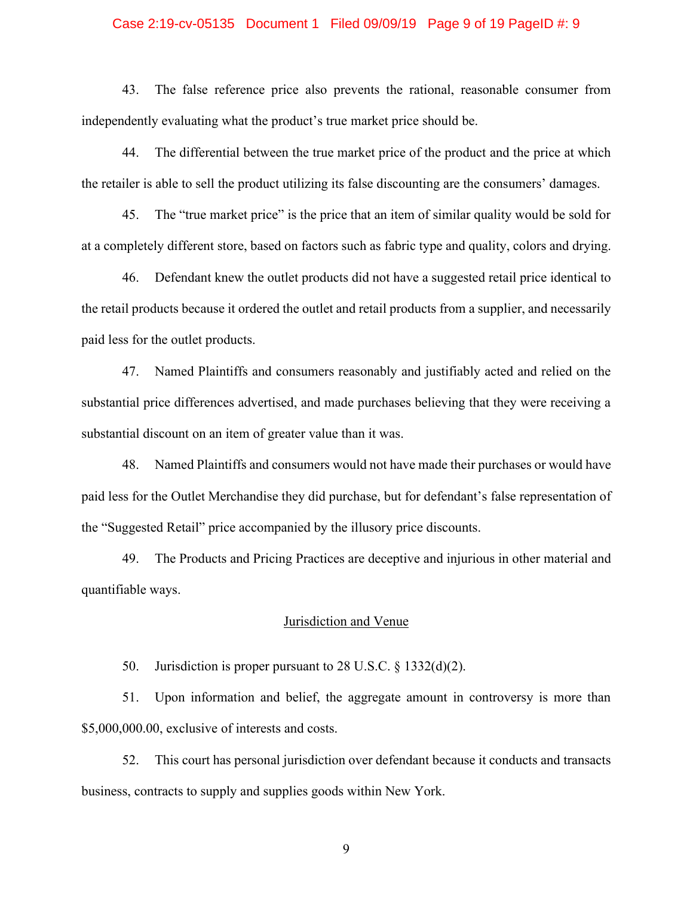43. The false reference price also prevents the rational, reasonable consumer from independently evaluating what the product's true market price should be.

44. The differential between the true market price of the product and the price at which the retailer is able to sell the product utilizing its false discounting are the consumers' damages.

45. The "true market price" is the price that an item of similar quality would be sold for at a completely different store, based on factors such as fabric type and quality, colors and drying.

46. Defendant knew the outlet products did not have a suggested retail price identical to the retail products because it ordered the outlet and retail products from a supplier, and necessarily paid less for the outlet products.

47. Named Plaintiffs and consumers reasonably and justifiably acted and relied on the substantial price differences advertised, and made purchases believing that they were receiving a substantial discount on an item of greater value than it was.

48. Named Plaintiffs and consumers would not have made their purchases or would have paid less for the Outlet Merchandise they did purchase, but for defendant's false representation of the "Suggested Retail" price accompanied by the illusory price discounts.

49. The Products and Pricing Practices are deceptive and injurious in other material and quantifiable ways.

## Jurisdiction and Venue

50. Jurisdiction is proper pursuant to 28 U.S.C. § 1332(d)(2).

51. Upon information and belief, the aggregate amount in controversy is more than $5,000,000.00, exclusive of interests and costs.

52. This court has personal jurisdiction over defendant because it conducts and transacts business, contracts to supply and supplies goods within New York.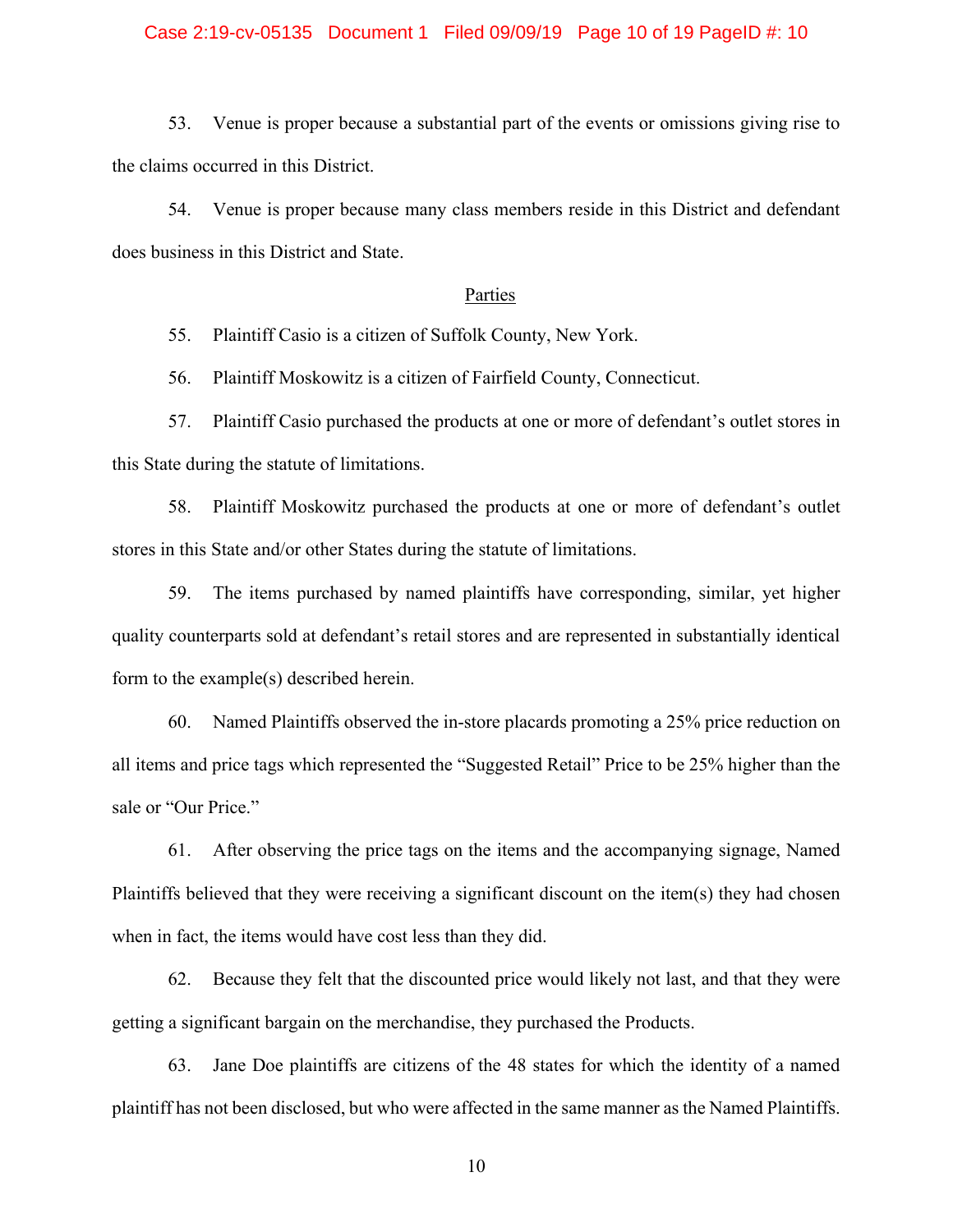53. Venue is proper because a substantial part of the events or omissions giving rise to the claims occurred in this District.

54. Venue is proper because many class members reside in this District and defendant does business in this District and State.

<u>Parties</u>

55. Plaintiff Casio is a citizen of Suffolk County, New York.

56. Plaintiff Moskowitz is a citizen of Fairfield County, Connecticut.

57. Plaintiff Casio purchased the products at one or more of defendant's outlet stores in this State during the statute of limitations.

58. Plaintiff Moskowitz purchased the products at one or more of defendant's outlet stores in this State and/or other States during the statute of limitations.

59. The items purchased by named plaintiffs have corresponding, similar, yet higher quality counterparts sold at defendant's retail stores and are represented in substantially identical form to the example(s) described herein.

60. Named Plaintiffs observed the in-store placards promoting a 25% price reduction on all items and price tags which represented the "Suggested Retail" Price to be 25% higher than the sale or "Our Price."

61. After observing the price tags on the items and the accompanying signage, Named Plaintiffs believed that they were receiving a significant discount on the item(s) they had chosen when in fact, the items would have cost less than they did.

62. Because they felt that the discounted price would likely not last, and that they were getting a significant bargain on the merchandise, they purchased the Products.

63. Jane Doe plaintiffs are citizens of the 48 states for which the identity of a named plaintiff has not been disclosed, but who were affected in the same manner as the Named Plaintiffs.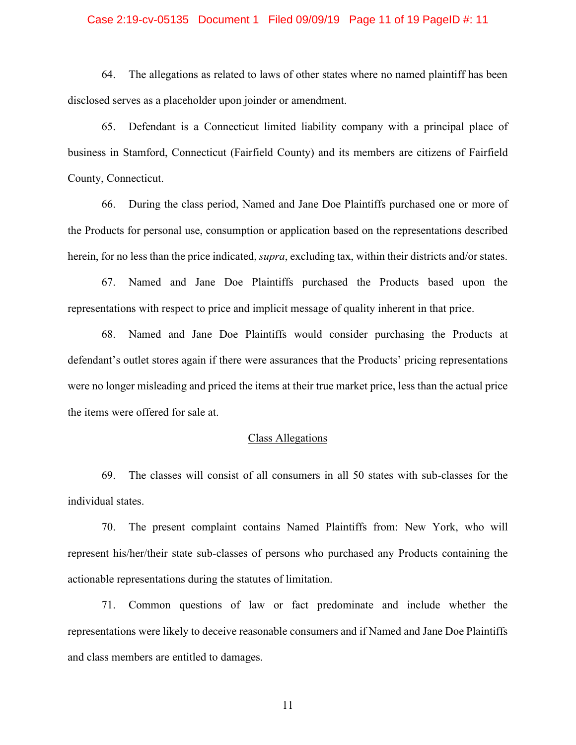64. The allegations as related to laws of other states where no named plaintiff has been disclosed serves as a placeholder upon joinder or amendment.

65. Defendant is a Connecticut limited liability company with a principal place of business in Stamford, Connecticut (Fairfield County) and its members are citizens of Fairfield County, Connecticut.

66. During the class period, Named and Jane Doe Plaintiffs purchased one or more of the Products for personal use, consumption or application based on the representations described herein, for no less than the price indicated, *supra*, excluding tax, within their districts and/or states.

67. Named and Jane Doe Plaintiffs purchased the Products based upon the representations with respect to price and implicit message of quality inherent in that price.

68. Named and Jane Doe Plaintiffs would consider purchasing the Products at defendant's outlet stores again if there were assurances that the Products' pricing representations were no longer misleading and priced the items at their true market price, less than the actual price the items were offered for sale at.

## Class Allegations

69. The classes will consist of all consumers in all 50 states with sub-classes for the individual states.

70. The present complaint contains Named Plaintiffs from: New York, who will represent his/her/their state sub-classes of persons who purchased any Products containing the actionable representations during the statutes of limitation.

71. Common questions of law or fact predominate and include whether the representations were likely to deceive reasonable consumers and if Named and Jane Doe Plaintiffs and class members are entitled to damages.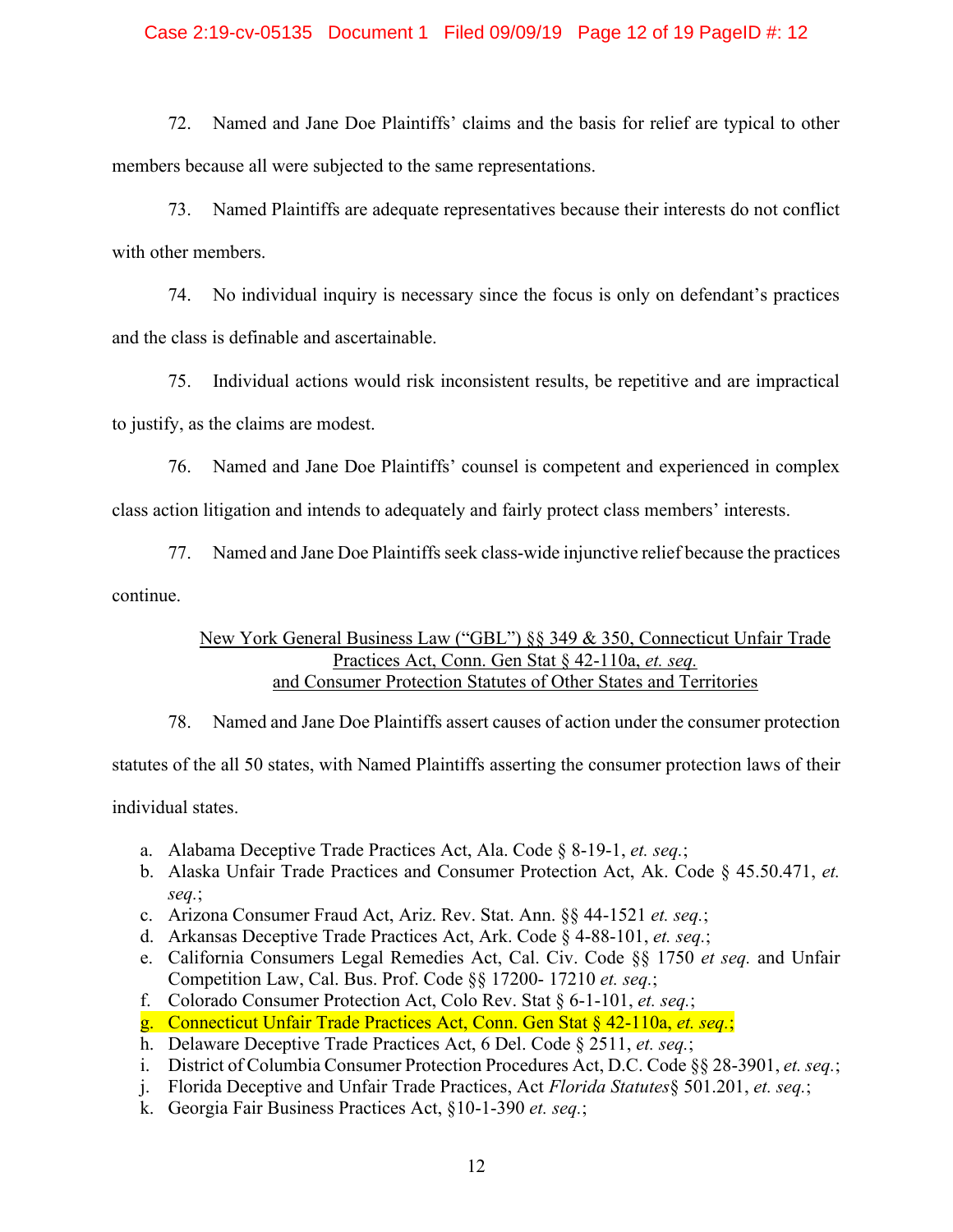72. Named and Jane Doe Plaintiffs' claims and the basis for relief are typical to other members because all were subjected to the same representations.

73. Named Plaintiffs are adequate representatives because their interests do not conflict with other members.

74. No individual inquiry is necessary since the focus is only on defendant's practices and the class is definable and ascertainable.

75. Individual actions would risk inconsistent results, be repetitive and are impractical to justify, as the claims are modest.

76. Named and Jane Doe Plaintiffs' counsel is competent and experienced in complex class action litigation and intends to adequately and fairly protect class members' interests.

77. Named and Jane Doe Plaintiffs seek class-wide injunctive relief because the practices continue.

<u>New York General Business Law ("GBL") §§ 349 & 350, Connecticut Unfair Trade Practices Act, Conn. Gen Stat § 42-110a, *et. seq.* and Consumer Protection Statutes of Other States and Territories</u>

78. Named and Jane Doe Plaintiffs assert causes of action under the consumer protection statutes of the all 50 states, with Named Plaintiffs asserting the consumer protection laws of their individual states.

a. Alabama Deceptive Trade Practices Act, Ala. Code § 8-19-1, *et. seq.*;
b. Alaska Unfair Trade Practices and Consumer Protection Act, Ak. Code § 45.50.471, *et. seq.*;
c. Arizona Consumer Fraud Act, Ariz. Rev. Stat. Ann. §§ 44-1521 *et. seq.*;
d. Arkansas Deceptive Trade Practices Act, Ark. Code § 4-88-101, *et. seq.*;
e. California Consumers Legal Remedies Act, Cal. Civ. Code §§ 1750 *et seq.* and Unfair Competition Law, Cal. Bus. Prof. Code §§ 17200- 17210 *et. seq.*;
f. Colorado Consumer Protection Act, Colo Rev. Stat § 6-1-101, *et. seq.*;
g. Connecticut Unfair Trade Practices Act, Conn. Gen Stat § 42-110a, *et. seq.*;
h. Delaware Deceptive Trade Practices Act, 6 Del. Code § 2511, *et. seq.*;
i. District of Columbia Consumer Protection Procedures Act, D.C. Code §§ 28-3901, *et. seq.*;
j. Florida Deceptive and Unfair Trade Practices, Act *Florida Statutes*§ 501.201, *et. seq.*;
k. Georgia Fair Business Practices Act, §10-1-390 *et. seq.*;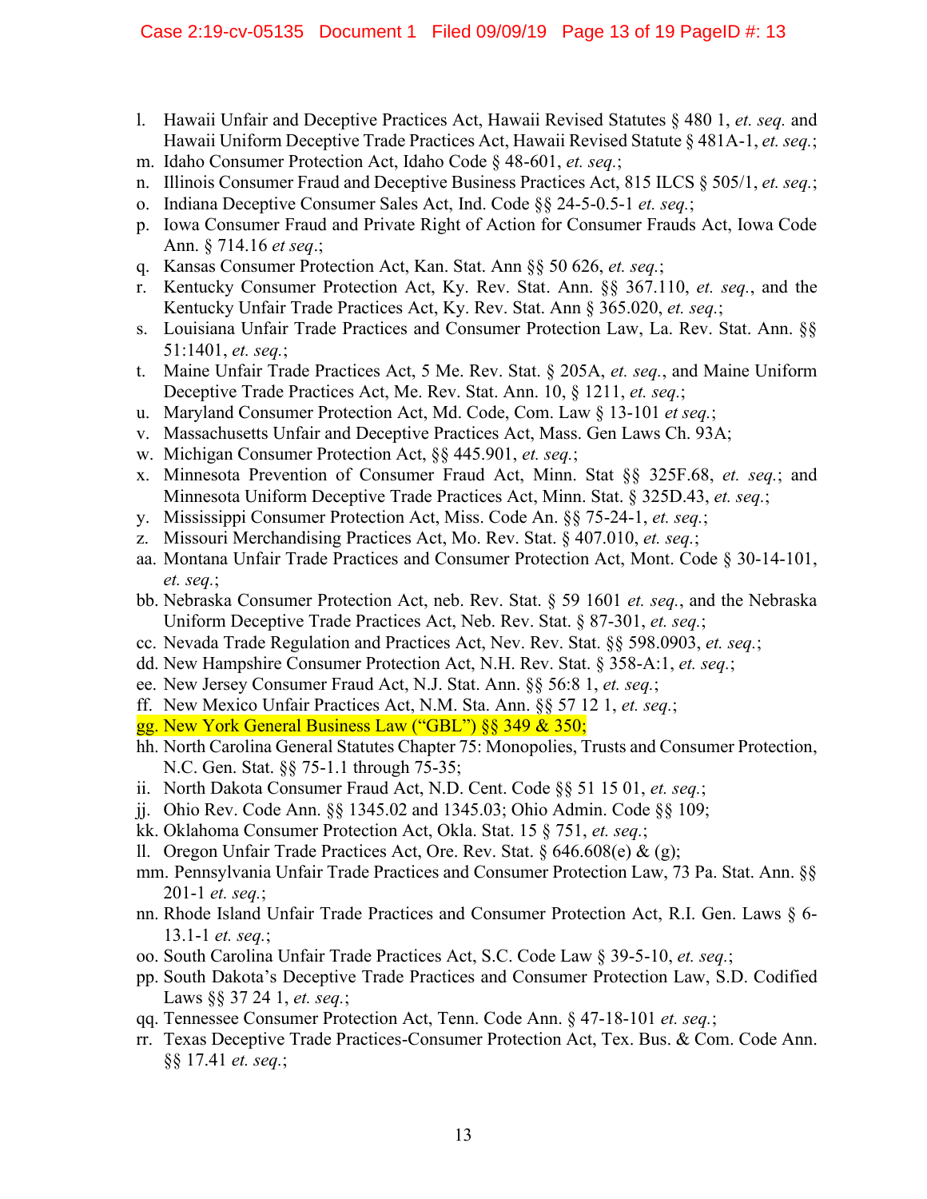l. Hawaii Unfair and Deceptive Practices Act, Hawaii Revised Statutes § 480 1, *et. seq.* and Hawaii Uniform Deceptive Trade Practices Act, Hawaii Revised Statute § 481A-1, *et. seq.*;
m. Idaho Consumer Protection Act, Idaho Code § 48-601, *et. seq.*;
n. Illinois Consumer Fraud and Deceptive Business Practices Act, 815 ILCS § 505/1, *et. seq.*;
o. Indiana Deceptive Consumer Sales Act, Ind. Code §§ 24-5-0.5-1 *et. seq.*;
p. Iowa Consumer Fraud and Private Right of Action for Consumer Frauds Act, Iowa Code Ann. § 714.16 *et seq*.;
q. Kansas Consumer Protection Act, Kan. Stat. Ann §§ 50 626, *et. seq.*;
r. Kentucky Consumer Protection Act, Ky. Rev. Stat. Ann. §§ 367.110, *et. seq.*, and the Kentucky Unfair Trade Practices Act, Ky. Rev. Stat. Ann § 365.020, *et. seq.*;
s. Louisiana Unfair Trade Practices and Consumer Protection Law, La. Rev. Stat. Ann. §§ 51:1401, *et. seq.*;
t. Maine Unfair Trade Practices Act, 5 Me. Rev. Stat. § 205A, *et. seq.*, and Maine Uniform Deceptive Trade Practices Act, Me. Rev. Stat. Ann. 10, § 1211, *et. seq.*;
u. Maryland Consumer Protection Act, Md. Code, Com. Law § 13-101 *et seq.*;
v. Massachusetts Unfair and Deceptive Practices Act, Mass. Gen Laws Ch. 93A;
w. Michigan Consumer Protection Act, §§ 445.901, *et. seq.*;
x. Minnesota Prevention of Consumer Fraud Act, Minn. Stat §§ 325F.68, *et. seq.*; and Minnesota Uniform Deceptive Trade Practices Act, Minn. Stat. § 325D.43, *et. seq.*;
y. Mississippi Consumer Protection Act, Miss. Code An. §§ 75-24-1, *et. seq.*;
z. Missouri Merchandising Practices Act, Mo. Rev. Stat. § 407.010, *et. seq.*;
aa. Montana Unfair Trade Practices and Consumer Protection Act, Mont. Code § 30-14-101, *et. seq.*;
bb. Nebraska Consumer Protection Act, neb. Rev. Stat. § 59 1601 *et. seq.*, and the Nebraska Uniform Deceptive Trade Practices Act, Neb. Rev. Stat. § 87-301, *et. seq.*;
cc. Nevada Trade Regulation and Practices Act, Nev. Rev. Stat. §§ 598.0903, *et. seq.*;
dd. New Hampshire Consumer Protection Act, N.H. Rev. Stat. § 358-A:1, *et. seq.*;
ee. New Jersey Consumer Fraud Act, N.J. Stat. Ann. §§ 56:8 1, *et. seq.*;
ff. New Mexico Unfair Practices Act, N.M. Sta. Ann. §§ 57 12 1, *et. seq.*;
gg. New York General Business Law ("GBL") §§ 349 & 350;
hh. North Carolina General Statutes Chapter 75: Monopolies, Trusts and Consumer Protection, N.C. Gen. Stat. §§ 75-1.1 through 75-35;
ii. North Dakota Consumer Fraud Act, N.D. Cent. Code §§ 51 15 01, *et. seq.*;
jj. Ohio Rev. Code Ann. §§ 1345.02 and 1345.03; Ohio Admin. Code §§ 109;
kk. Oklahoma Consumer Protection Act, Okla. Stat. 15 § 751, *et. seq.*;
ll. Oregon Unfair Trade Practices Act, Ore. Rev. Stat. § 646.608(e) & (g);
mm. Pennsylvania Unfair Trade Practices and Consumer Protection Law, 73 Pa. Stat. Ann. §§ 201-1 *et. seq.*;
nn. Rhode Island Unfair Trade Practices and Consumer Protection Act, R.I. Gen. Laws § 6-13.1-1 *et. seq.*;
oo. South Carolina Unfair Trade Practices Act, S.C. Code Law § 39-5-10, *et. seq.*;
pp. South Dakota's Deceptive Trade Practices and Consumer Protection Law, S.D. Codified Laws §§ 37 24 1, *et. seq.*;
qq. Tennessee Consumer Protection Act, Tenn. Code Ann. § 47-18-101 *et. seq.*;
rr. Texas Deceptive Trade Practices-Consumer Protection Act, Tex. Bus. & Com. Code Ann. §§ 17.41 *et. seq.*;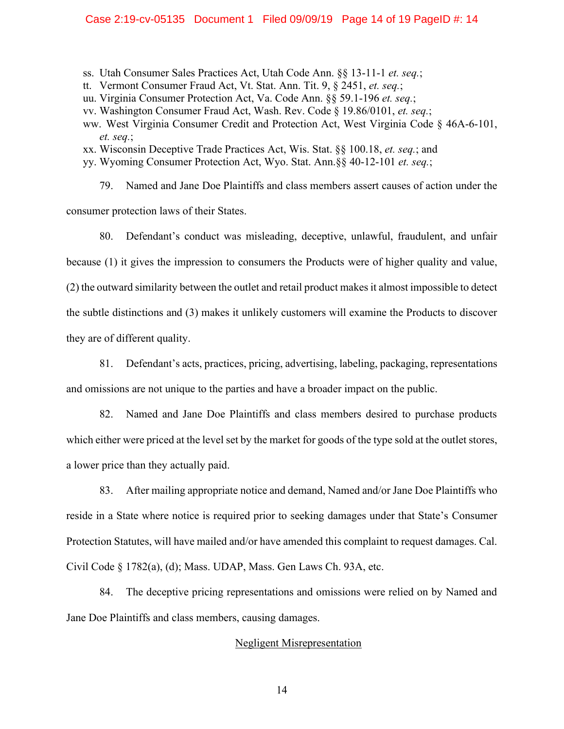ss. Utah Consumer Sales Practices Act, Utah Code Ann. §§ 13-11-1 *et. seq.*;

tt. Vermont Consumer Fraud Act, Vt. Stat. Ann. Tit. 9, § 2451, *et. seq.*;

uu. Virginia Consumer Protection Act, Va. Code Ann. §§ 59.1-196 *et. seq.*;

vv. Washington Consumer Fraud Act, Wash. Rev. Code § 19.86/0101, *et. seq.*;

ww. West Virginia Consumer Credit and Protection Act, West Virginia Code § 46A-6-101, *et. seq.*;

xx. Wisconsin Deceptive Trade Practices Act, Wis. Stat. §§ 100.18, *et. seq.*; and

yy. Wyoming Consumer Protection Act, Wyo. Stat. Ann.§§ 40-12-101 *et. seq.*;

79. Named and Jane Doe Plaintiffs and class members assert causes of action under the consumer protection laws of their States.

80. Defendant's conduct was misleading, deceptive, unlawful, fraudulent, and unfair because (1) it gives the impression to consumers the Products were of higher quality and value, (2) the outward similarity between the outlet and retail product makes it almost impossible to detect the subtle distinctions and (3) makes it unlikely customers will examine the Products to discover they are of different quality.

81. Defendant's acts, practices, pricing, advertising, labeling, packaging, representations and omissions are not unique to the parties and have a broader impact on the public.

82. Named and Jane Doe Plaintiffs and class members desired to purchase products which either were priced at the level set by the market for goods of the type sold at the outlet stores, a lower price than they actually paid.

83. After mailing appropriate notice and demand, Named and/or Jane Doe Plaintiffs who reside in a State where notice is required prior to seeking damages under that State's Consumer Protection Statutes, will have mailed and/or have amended this complaint to request damages. Cal. Civil Code § 1782(a), (d); Mass. UDAP, Mass. Gen Laws Ch. 93A, etc.

84. The deceptive pricing representations and omissions were relied on by Named and Jane Doe Plaintiffs and class members, causing damages.

## Negligent Misrepresentation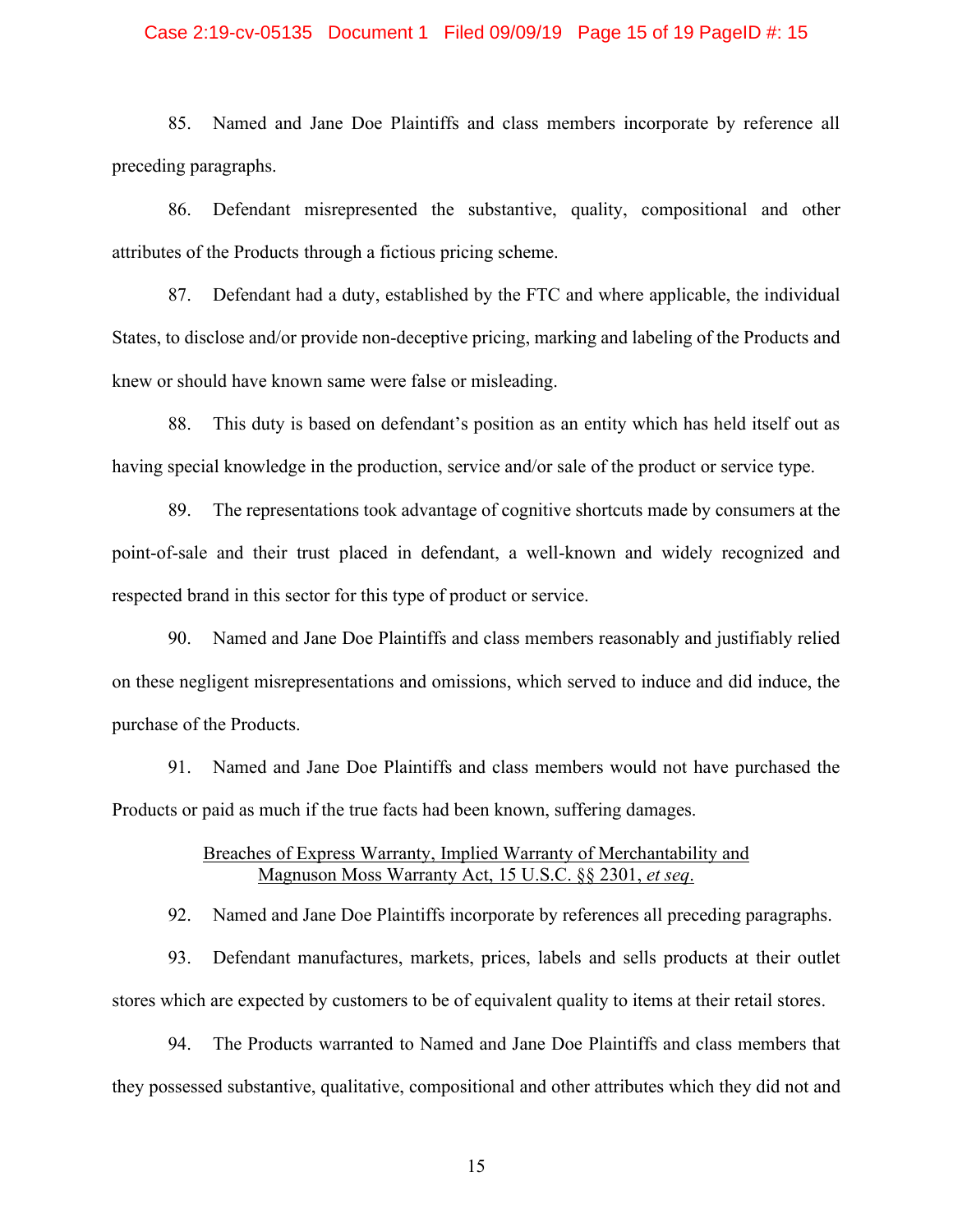85. Named and Jane Doe Plaintiffs and class members incorporate by reference all preceding paragraphs.

86. Defendant misrepresented the substantive, quality, compositional and other attributes of the Products through a fictious pricing scheme.

87. Defendant had a duty, established by the FTC and where applicable, the individual States, to disclose and/or provide non-deceptive pricing, marking and labeling of the Products and knew or should have known same were false or misleading.

88. This duty is based on defendant's position as an entity which has held itself out as having special knowledge in the production, service and/or sale of the product or service type.

89. The representations took advantage of cognitive shortcuts made by consumers at the point-of-sale and their trust placed in defendant, a well-known and widely recognized and respected brand in this sector for this type of product or service.

90. Named and Jane Doe Plaintiffs and class members reasonably and justifiably relied on these negligent misrepresentations and omissions, which served to induce and did induce, the purchase of the Products.

91. Named and Jane Doe Plaintiffs and class members would not have purchased the Products or paid as much if the true facts had been known, suffering damages.

<u>Breaches of Express Warranty, Implied Warranty of Merchantability and Magnuson Moss Warranty Act, 15 U.S.C. §§ 2301, *et seq*.</u>

92. Named and Jane Doe Plaintiffs incorporate by references all preceding paragraphs.

93. Defendant manufactures, markets, prices, labels and sells products at their outlet stores which are expected by customers to be of equivalent quality to items at their retail stores.

94. The Products warranted to Named and Jane Doe Plaintiffs and class members that they possessed substantive, qualitative, compositional and other attributes which they did not and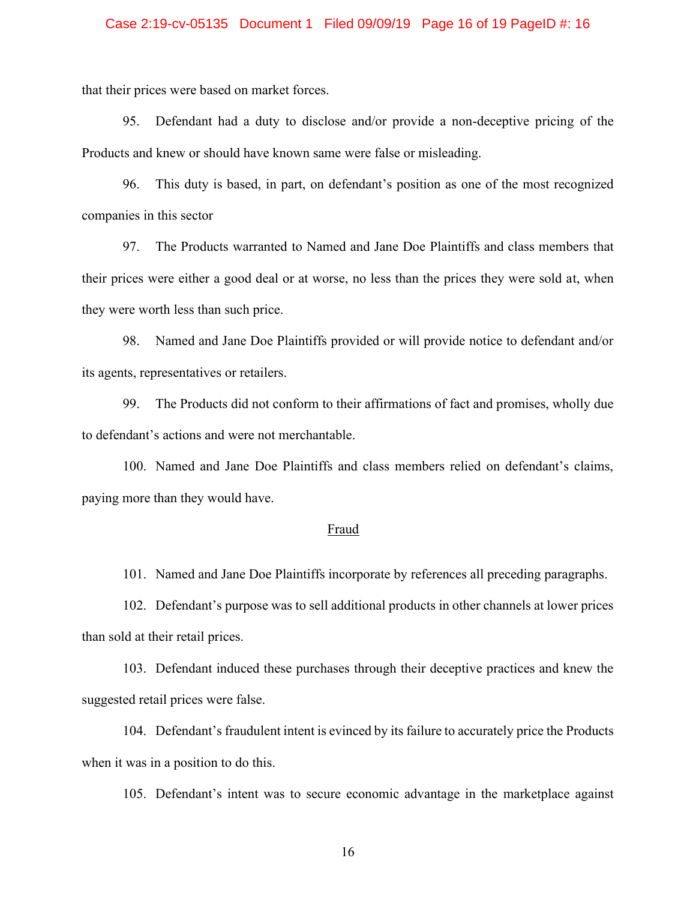that their prices were based on market forces.

95. Defendant had a duty to disclose and/or provide a non-deceptive pricing of the Products and knew or should have known same were false or misleading.

96. This duty is based, in part, on defendant's position as one of the most recognized companies in this sector

97. The Products warranted to Named and Jane Doe Plaintiffs and class members that their prices were either a good deal or at worse, no less than the prices they were sold at, when they were worth less than such price.

98. Named and Jane Doe Plaintiffs provided or will provide notice to defendant and/or its agents, representatives or retailers.

99. The Products did not conform to their affirmations of fact and promises, wholly due to defendant's actions and were not merchantable.

100. Named and Jane Doe Plaintiffs and class members relied on defendant's claims, paying more than they would have.

<u>Fraud</u>

101. Named and Jane Doe Plaintiffs incorporate by references all preceding paragraphs.

102. Defendant's purpose was to sell additional products in other channels at lower prices than sold at their retail prices.

103. Defendant induced these purchases through their deceptive practices and knew the suggested retail prices were false.

104. Defendant's fraudulent intent is evinced by its failure to accurately price the Products when it was in a position to do this.

105. Defendant's intent was to secure economic advantage in the marketplace against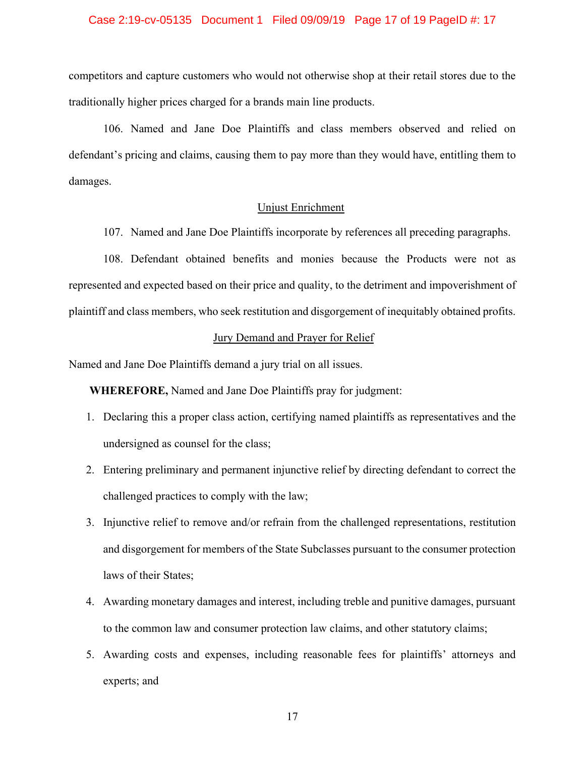competitors and capture customers who would not otherwise shop at their retail stores due to the traditionally higher prices charged for a brands main line products.

106. Named and Jane Doe Plaintiffs and class members observed and relied on defendant's pricing and claims, causing them to pay more than they would have, entitling them to damages.

## Unjust Enrichment

107. Named and Jane Doe Plaintiffs incorporate by references all preceding paragraphs.

108. Defendant obtained benefits and monies because the Products were not as represented and expected based on their price and quality, to the detriment and impoverishment of plaintiff and class members, who seek restitution and disgorgement of inequitably obtained profits.

## Jury Demand and Prayer for Relief

Named and Jane Doe Plaintiffs demand a jury trial on all issues.

**WHEREFORE,** Named and Jane Doe Plaintiffs pray for judgment:

1. Declaring this a proper class action, certifying named plaintiffs as representatives and the undersigned as counsel for the class;
2. Entering preliminary and permanent injunctive relief by directing defendant to correct the challenged practices to comply with the law;
3. Injunctive relief to remove and/or refrain from the challenged representations, restitution and disgorgement for members of the State Subclasses pursuant to the consumer protection laws of their States;
4. Awarding monetary damages and interest, including treble and punitive damages, pursuant to the common law and consumer protection law claims, and other statutory claims;
5. Awarding costs and expenses, including reasonable fees for plaintiffs' attorneys and experts; and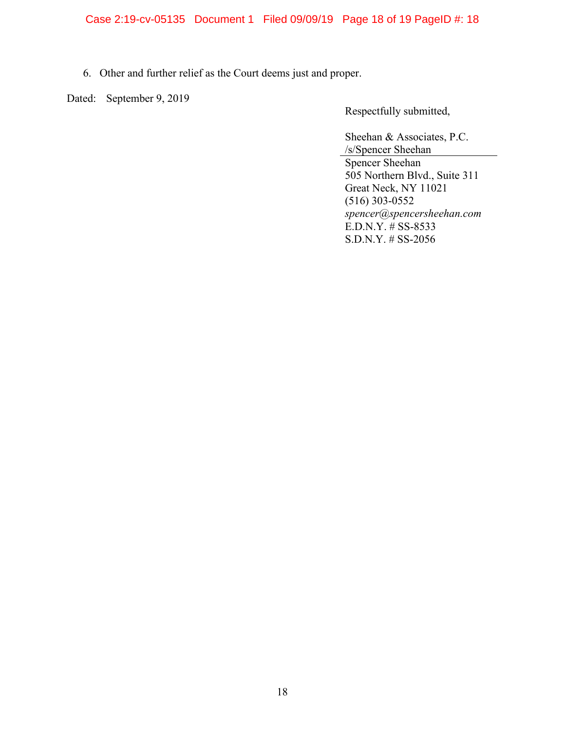6. Other and further relief as the Court deems just and proper.

Dated: September 9, 2019

Respectfully submitted,

Sheehan & Associates, P.C.
/s/Spencer Sheehan
Spencer Sheehan
505 Northern Blvd., Suite 311
Great Neck, NY 11021
(516) 303-0552
*spencer@spencersheehan.com*
E.D.N.Y. # SS-8533
S.D.N.Y. # SS-2056